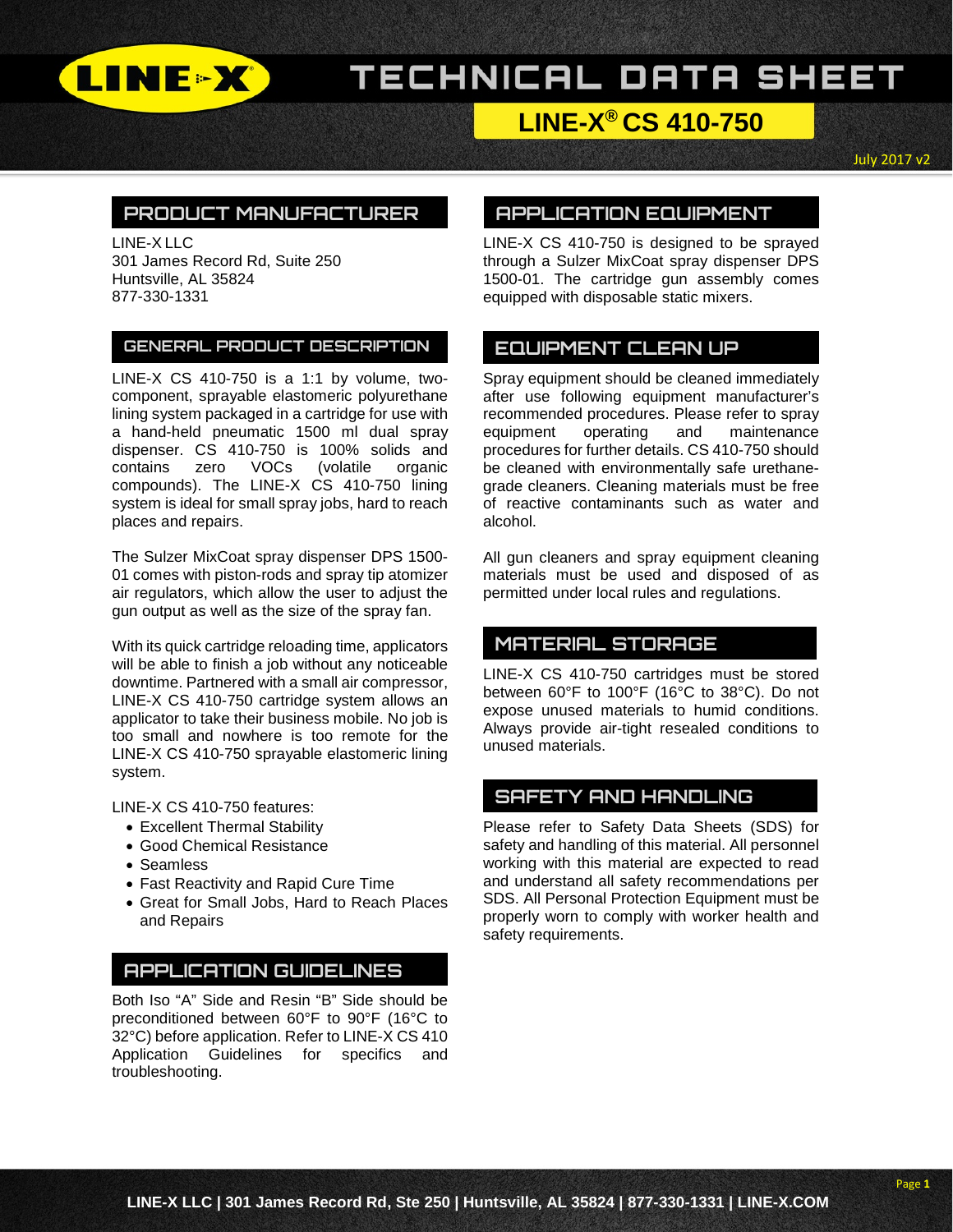# TECHNICAL DATA SHEET

## LINE-X® CS 410-750

July 2017 v2

### PRODUCT MANUFACTURER

LINE-X LLC
301 James Record Rd, Suite 250
Huntsville, AL 35824
877-330-1331

### GENERAL PRODUCT DESCRIPTION

LINE-X CS 410-750 is a 1:1 by volume, two-component, sprayable elastomeric polyurethane lining system packaged in a cartridge for use with a hand-held pneumatic 1500 ml dual spray dispenser. CS 410-750 is 100% solids and contains zero VOCs (volatile organic compounds). The LINE-X CS 410-750 lining system is ideal for small spray jobs, hard to reach places and repairs.

The Sulzer MixCoat spray dispenser DPS 1500-01 comes with piston-rods and spray tip atomizer air regulators, which allow the user to adjust the gun output as well as the size of the spray fan.

With its quick cartridge reloading time, applicators will be able to finish a job without any noticeable downtime. Partnered with a small air compressor, LINE-X CS 410-750 cartridge system allows an applicator to take their business mobile. No job is too small and nowhere is too remote for the LINE-X CS 410-750 sprayable elastomeric lining system.

LINE-X CS 410-750 features:

- Excellent Thermal Stability
- Good Chemical Resistance
- Seamless
- Fast Reactivity and Rapid Cure Time
- Great for Small Jobs, Hard to Reach Places and Repairs

### APPLICATION GUIDELINES

Both Iso "A" Side and Resin "B" Side should be preconditioned between 60°F to 90°F (16°C to 32°C) before application. Refer to LINE-X CS 410 Application Guidelines for specifics and troubleshooting.

### APPLICATION EQUIPMENT

LINE-X CS 410-750 is designed to be sprayed through a Sulzer MixCoat spray dispenser DPS 1500-01. The cartridge gun assembly comes equipped with disposable static mixers.

### EQUIPMENT CLEAN UP

Spray equipment should be cleaned immediately after use following equipment manufacturer's recommended procedures. Please refer to spray equipment operating and maintenance procedures for further details. CS 410-750 should be cleaned with environmentally safe urethane-grade cleaners. Cleaning materials must be free of reactive contaminants such as water and alcohol.

All gun cleaners and spray equipment cleaning materials must be used and disposed of as permitted under local rules and regulations.

### MATERIAL STORAGE

LINE-X CS 410-750 cartridges must be stored between 60°F to 100°F (16°C to 38°C). Do not expose unused materials to humid conditions. Always provide air-tight resealed conditions to unused materials.

### SAFETY AND HANDLING

Please refer to Safety Data Sheets (SDS) for safety and handling of this material. All personnel working with this material are expected to read and understand all safety recommendations per SDS. All Personal Protection Equipment must be properly worn to comply with worker health and safety requirements.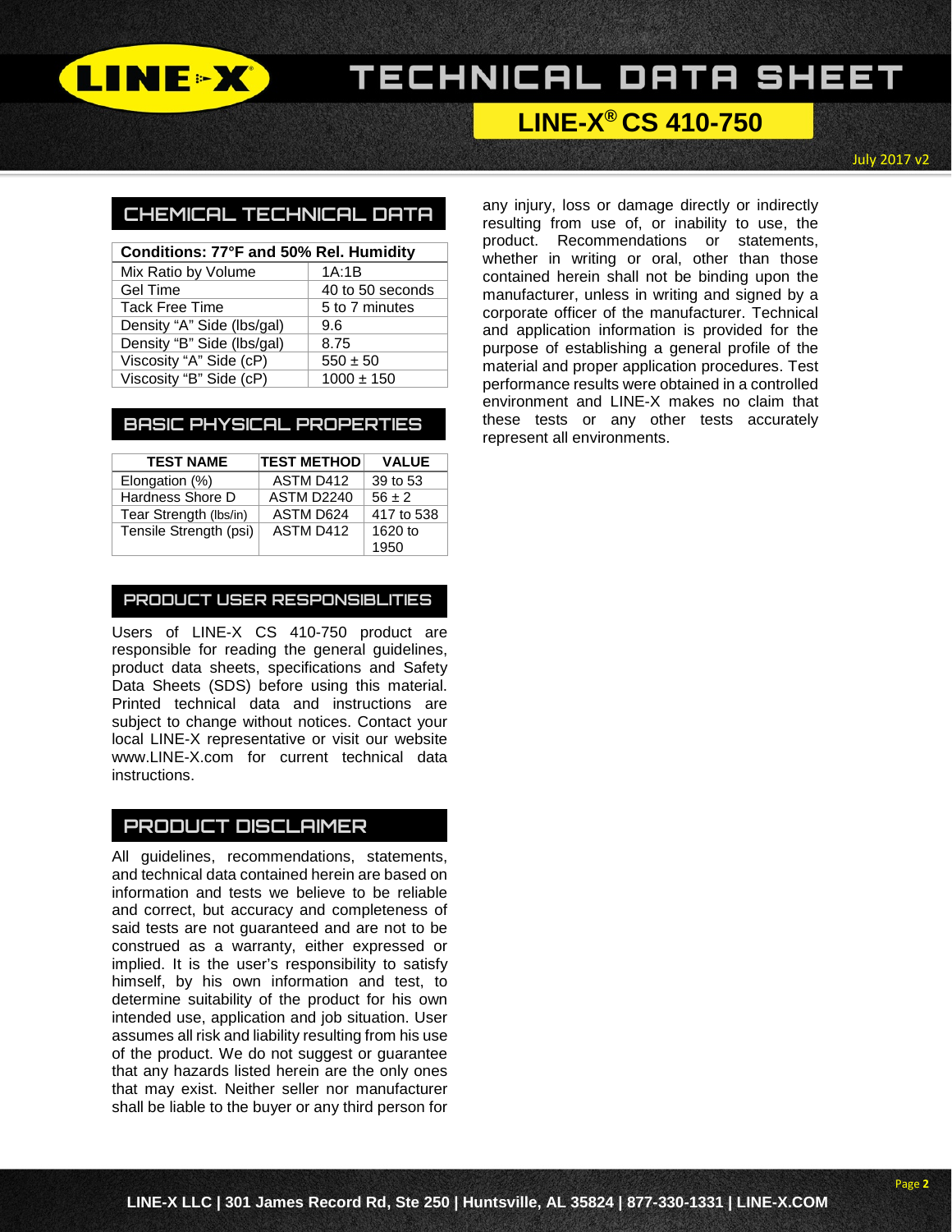# TECHNICAL DATA SHEET

## LINE-X® CS 410-750

July 2017 v2

## CHEMICAL TECHNICAL DATA

| Conditions: 77°F and 50% Rel. Humidity | |
|---|---|
| Mix Ratio by Volume | 1A:1B |
| Gel Time | 40 to 50 seconds |
| Tack Free Time | 5 to 7 minutes |
| Density "A" Side (lbs/gal) | 9.6 |
| Density "B" Side (lbs/gal) | 8.75 |
| Viscosity "A" Side (cP) | 550 ± 50 |
| Viscosity "B" Side (cP) | 1000 ± 150 |

## BASIC PHYSICAL PROPERTIES

| TEST NAME | TEST METHOD | VALUE |
|---|---|---|
| Elongation (%) | ASTM D412 | 39 to 53 |
| Hardness Shore D | ASTM D2240 | 56 ± 2 |
| Tear Strength (lbs/in) | ASTM D624 | 417 to 538 |
| Tensile Strength (psi) | ASTM D412 | 1620 to 1950 |

## PRODUCT USER RESPONSIBLITIES

Users of LINE-X CS 410-750 product are responsible for reading the general guidelines, product data sheets, specifications and Safety Data Sheets (SDS) before using this material. Printed technical data and instructions are subject to change without notices. Contact your local LINE-X representative or visit our website www.LINE-X.com for current technical data instructions.

## PRODUCT DISCLAIMER

All guidelines, recommendations, statements, and technical data contained herein are based on information and tests we believe to be reliable and correct, but accuracy and completeness of said tests are not guaranteed and are not to be construed as a warranty, either expressed or implied. It is the user's responsibility to satisfy himself, by his own information and test, to determine suitability of the product for his own intended use, application and job situation. User assumes all risk and liability resulting from his use of the product. We do not suggest or guarantee that any hazards listed herein are the only ones that may exist. Neither seller nor manufacturer shall be liable to the buyer or any third person for any injury, loss or damage directly or indirectly resulting from use of, or inability to use, the product. Recommendations or statements, whether in writing or oral, other than those contained herein shall not be binding upon the manufacturer, unless in writing and signed by a corporate officer of the manufacturer. Technical and application information is provided for the purpose of establishing a general profile of the material and proper application procedures. Test performance results were obtained in a controlled environment and LINE-X makes no claim that these tests or any other tests accurately represent all environments.

LINE-X LLC | 301 James Record Rd, Ste 250 | Huntsville, AL 35824 | 877-330-1331 | LINE-X.COM